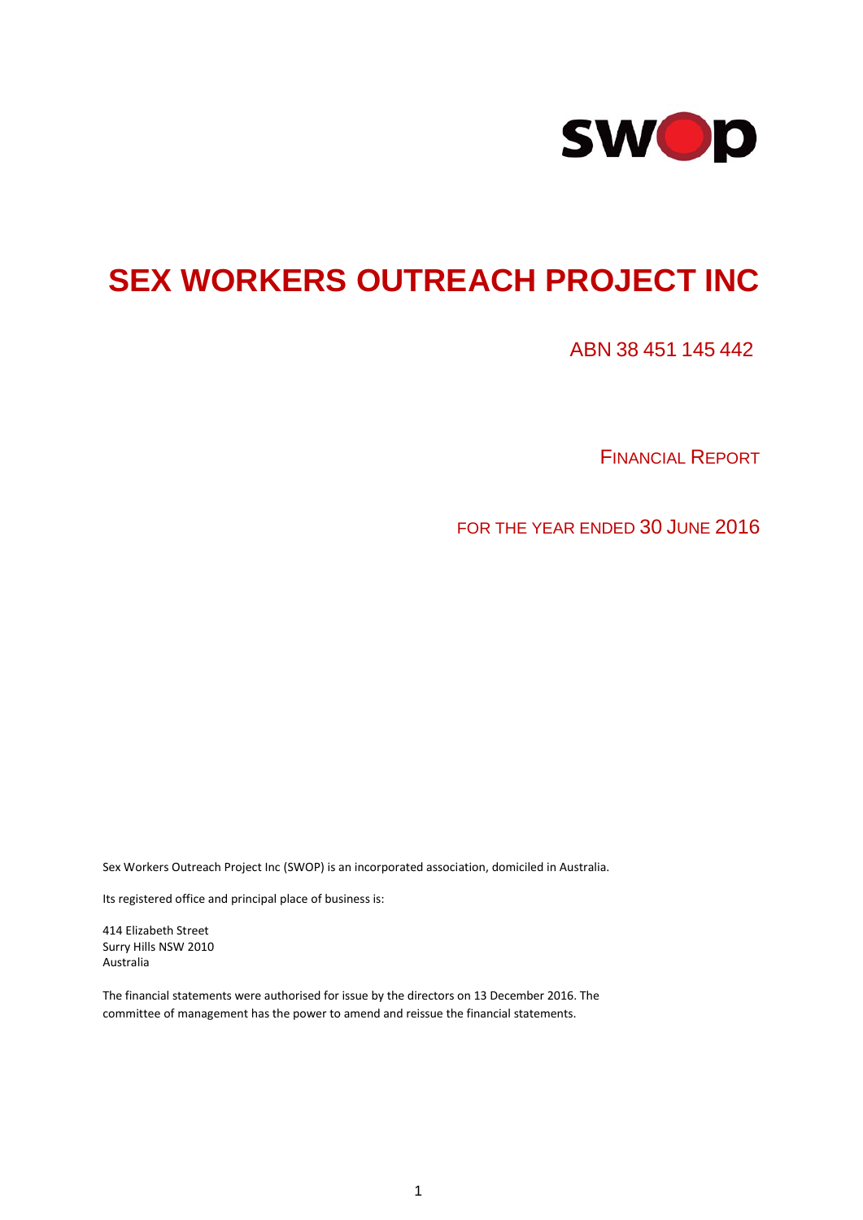swop

# SEX WORKERS OUTREACH PROJECT INC

ABN 38 451 145 442

FINANCIAL REPORT

FOR THE YEAR ENDED 30 JUNE 2016

Sex Workers Outreach Project Inc (SWOP) is an incorporated association, domiciled in Australia.

Its registered office and principal place of business is:

414 Elizabeth Street
Surry Hills NSW 2010
Australia

The financial statements were authorised for issue by the directors on 13 December 2016. The committee of management has the power to amend and reissue the financial statements.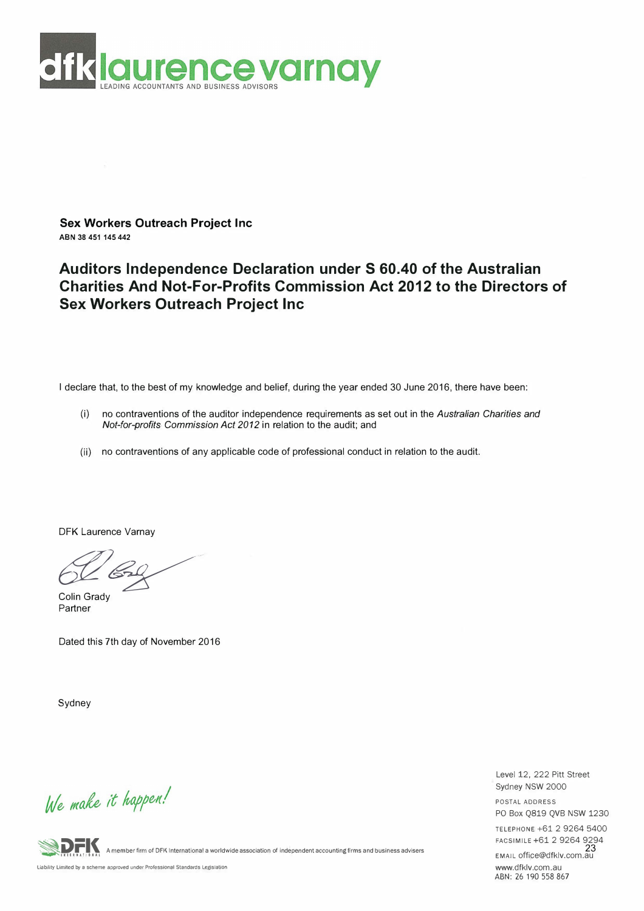**Sex Workers Outreach Project Inc**
**ABN 38 451 145 442**

## Auditors Independence Declaration under S 60.40 of the Australian Charities And Not-For-Profits Commission Act 2012 to the Directors of Sex Workers Outreach Project Inc

I declare that, to the best of my knowledge and belief, during the year ended 30 June 2016, there have been:

(i) no contraventions of the auditor independence requirements as set out in the *Australian Charities and Not-for-profits Commission Act 2012* in relation to the audit; and

(ii) no contraventions of any applicable code of professional conduct in relation to the audit.

DFK Laurence Varnay

Colin Grady
Partner

Dated this 7th day of November 2016

Sydney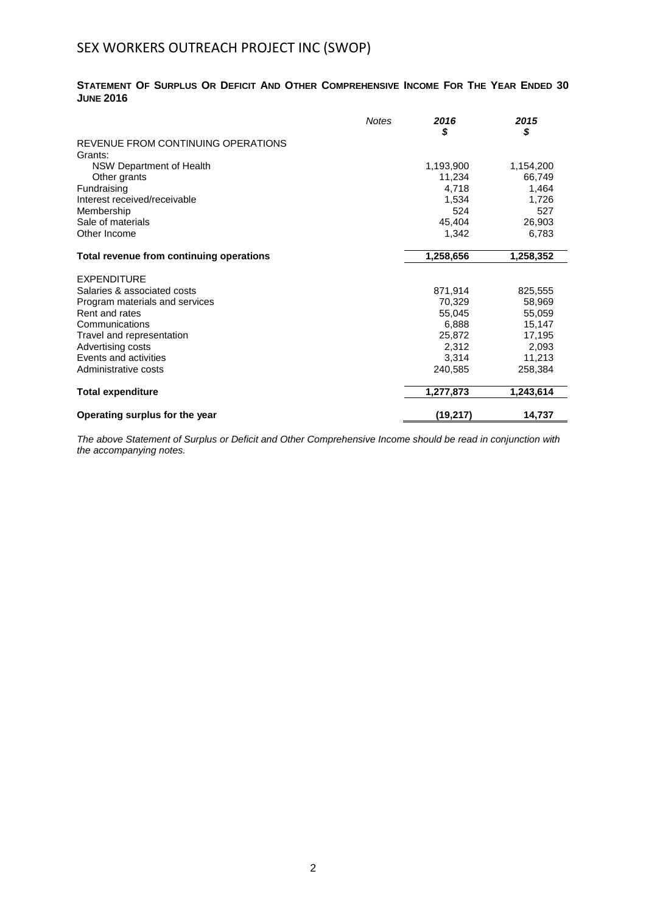# SEX WORKERS OUTREACH PROJECT INC (SWOP)

**STATEMENT OF SURPLUS OR DEFICIT AND OTHER COMPREHENSIVE INCOME FOR THE YEAR ENDED 30 JUNE 2016**

| | *Notes* | ***2016*** ***$*** | ***2015*** ***$*** |
|---|---|---|---|
| REVENUE FROM CONTINUING OPERATIONS | | | |
| Grants: | | | |
| NSW Department of Health | | 1,193,900 | 1,154,200 |
| Other grants | | 11,234 | 66,749 |
| Fundraising | | 4,718 | 1,464 |
| Interest received/receivable | | 1,534 | 1,726 |
| Membership | | 524 | 527 |
| Sale of materials | | 45,404 | 26,903 |
| Other Income | | 1,342 | 6,783 |
| **Total revenue from continuing operations** | | **1,258,656** | **1,258,352** |
| EXPENDITURE | | | |
| Salaries & associated costs | | 871,914 | 825,555 |
| Program materials and services | | 70,329 | 58,969 |
| Rent and rates | | 55,045 | 55,059 |
| Communications | | 6,888 | 15,147 |
| Travel and representation | | 25,872 | 17,195 |
| Advertising costs | | 2,312 | 2,093 |
| Events and activities | | 3,314 | 11,213 |
| Administrative costs | | 240,585 | 258,384 |
| **Total expenditure** | | **1,277,873** | **1,243,614** |
| **Operating surplus for the year** | | **(19,217)** | **14,737** |

*The above Statement of Surplus or Deficit and Other Comprehensive Income should be read in conjunction with the accompanying notes.*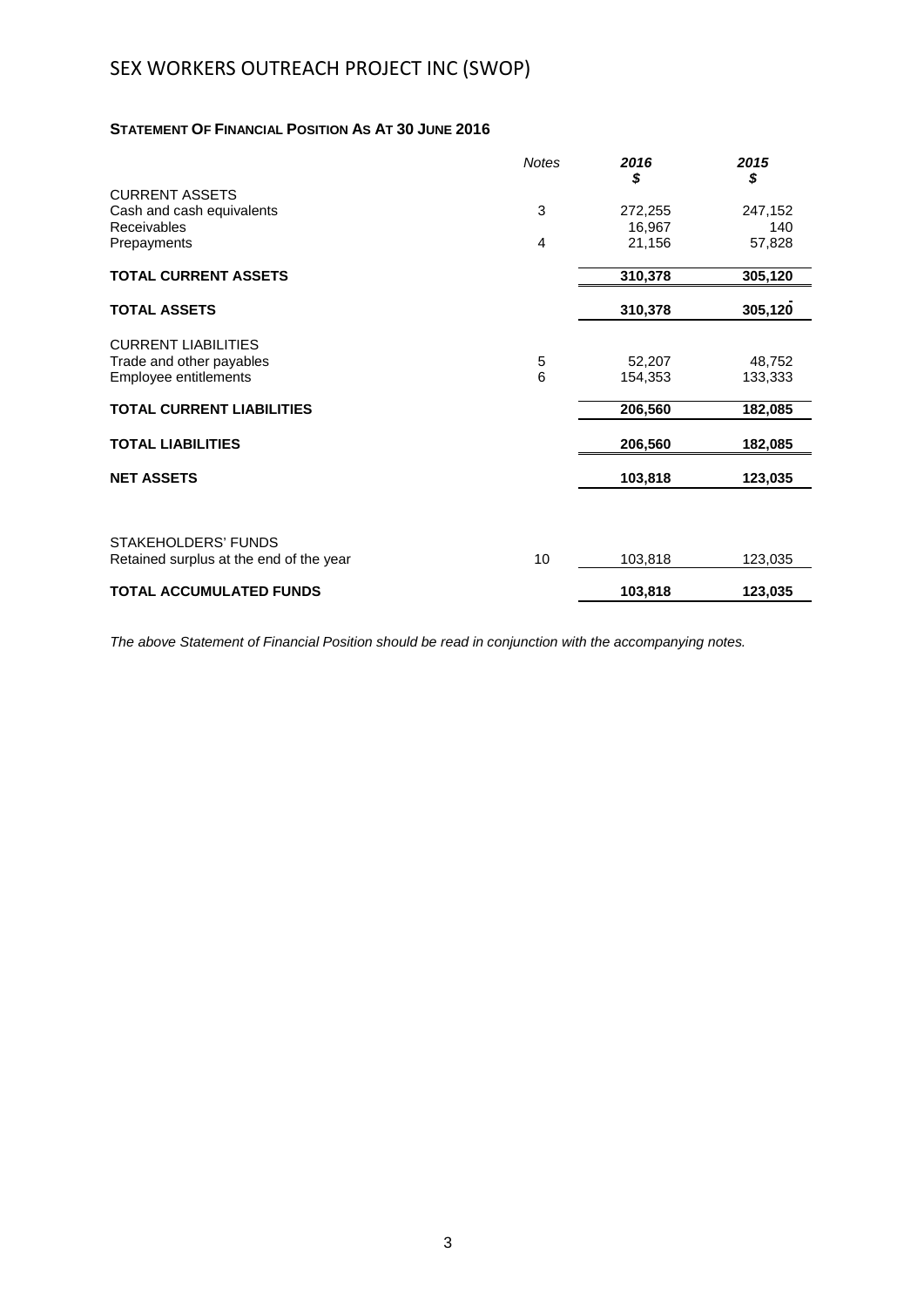# SEX WORKERS OUTREACH PROJECT INC (SWOP)

## STATEMENT OF FINANCIAL POSITION AS AT 30 JUNE 2016

| | *Notes* | ***2016*** ***$*** | ***2015*** ***$*** |
|---|---|---|---|
| CURRENT ASSETS | | | |
| Cash and cash equivalents | 3 | 272,255 | 247,152 |
| Receivables | | 16,967 | 140 |
| Prepayments | 4 | 21,156 | 57,828 |
| **TOTAL CURRENT ASSETS** | | **310,378** | **305,120** |
| **TOTAL ASSETS** | | **310,378** | **305,120** |
| CURRENT LIABILITIES | | | |
| Trade and other payables | 5 | 52,207 | 48,752 |
| Employee entitlements | 6 | 154,353 | 133,333 |
| **TOTAL CURRENT LIABILITIES** | | **206,560** | **182,085** |
| **TOTAL LIABILITIES** | | **206,560** | **182,085** |
| **NET ASSETS** | | **103,818** | **123,035** |
| STAKEHOLDERS' FUNDS | | | |
| Retained surplus at the end of the year | 10 | 103,818 | 123,035 |
| **TOTAL ACCUMULATED FUNDS** | | **103,818** | **123,035** |

*The above Statement of Financial Position should be read in conjunction with the accompanying notes.*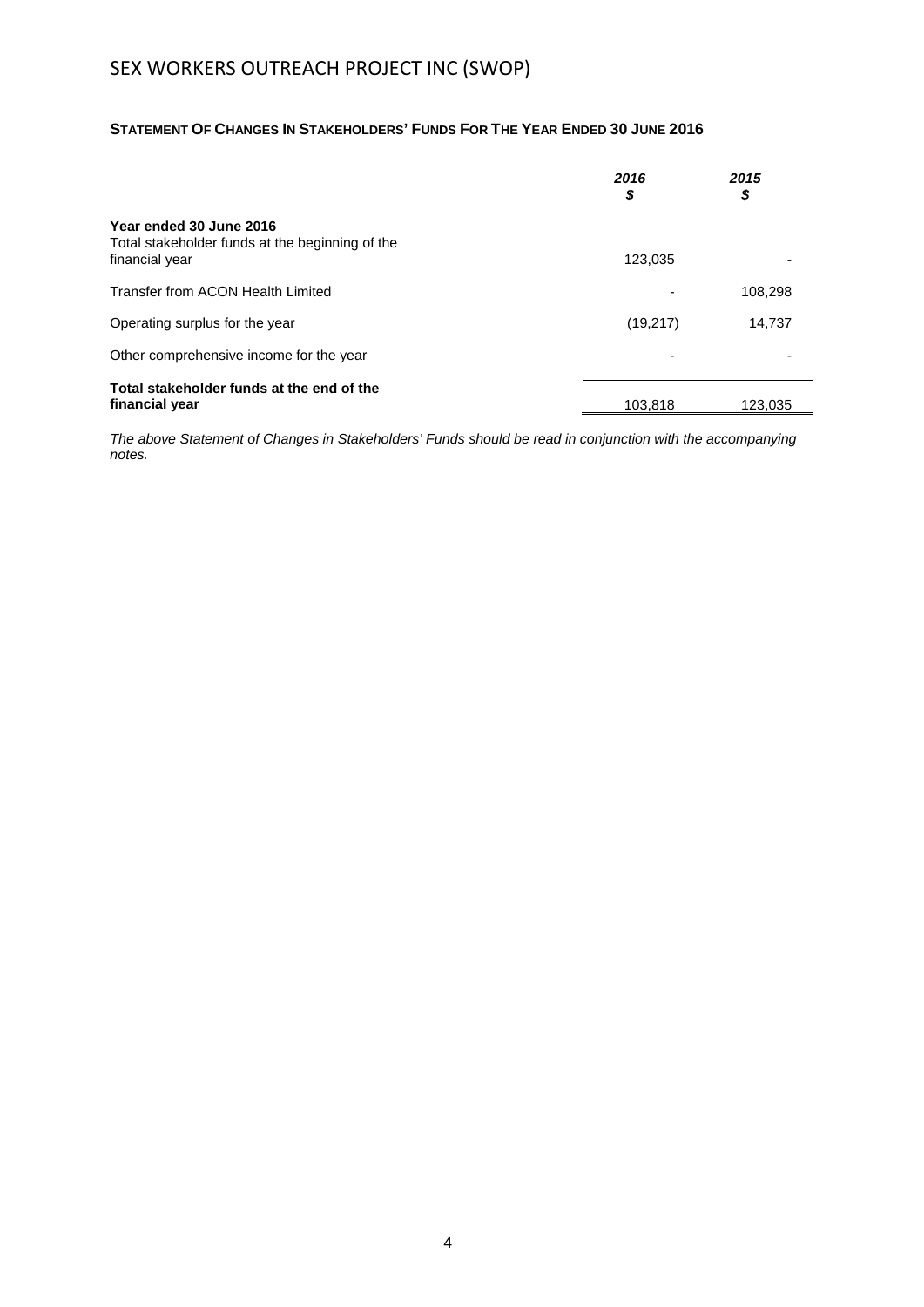# SEX WORKERS OUTREACH PROJECT INC (SWOP)

**STATEMENT OF CHANGES IN STAKEHOLDERS' FUNDS FOR THE YEAR ENDED 30 JUNE 2016**

| | *2016* *$* | *2015* *$* |
|---|---|---|
| **Year ended 30 June 2016** | | |
| Total stakeholder funds at the beginning of the financial year | 123,035 | - |
| Transfer from ACON Health Limited | - | 108,298 |
| Operating surplus for the year | (19,217) | 14,737 |
| Other comprehensive income for the year | - | - |
| **Total stakeholder funds at the end of the financial year** | 103,818 | 123,035 |

*The above Statement of Changes in Stakeholders' Funds should be read in conjunction with the accompanying notes.*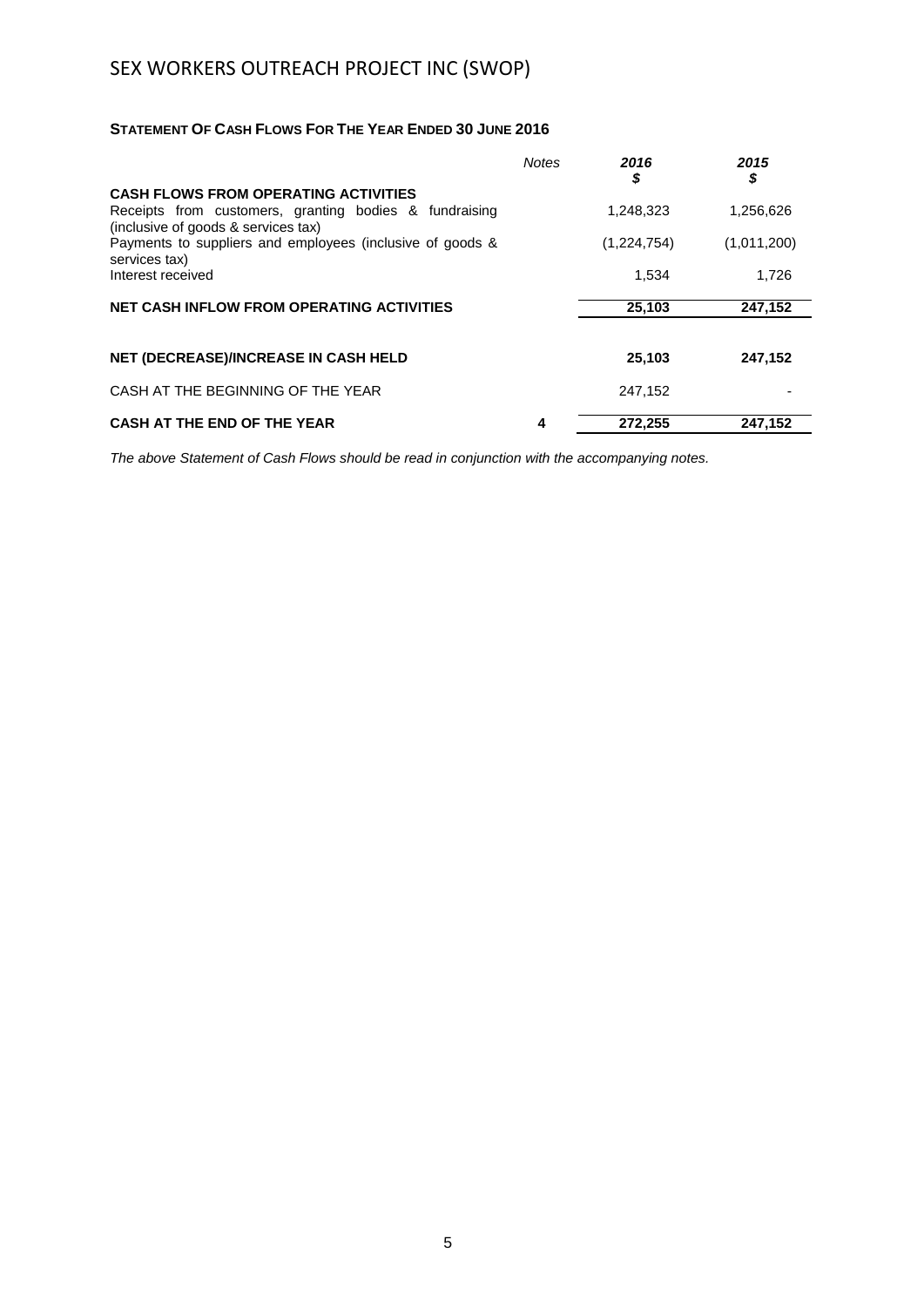# SEX WORKERS OUTREACH PROJECT INC (SWOP)

## STATEMENT OF CASH FLOWS FOR THE YEAR ENDED 30 JUNE 2016

| | *Notes* | ***2016*** ***$*** | ***2015*** ***$*** |
|---|---|---|---|
| **CASH FLOWS FROM OPERATING ACTIVITIES** | | | |
| Receipts from customers, granting bodies & fundraising (inclusive of goods & services tax) | | 1,248,323 | 1,256,626 |
| Payments to suppliers and employees (inclusive of goods & services tax) | | (1,224,754) | (1,011,200) |
| Interest received | | 1,534 | 1,726 |
| **NET CASH INFLOW FROM OPERATING ACTIVITIES** | | **25,103** | **247,152** |
| | | | |
| **NET (DECREASE)/INCREASE IN CASH HELD** | | **25,103** | **247,152** |
| CASH AT THE BEGINNING OF THE YEAR | | 247,152 | - |
| **CASH AT THE END OF THE YEAR** | **4** | **272,255** | **247,152** |

*The above Statement of Cash Flows should be read in conjunction with the accompanying notes.*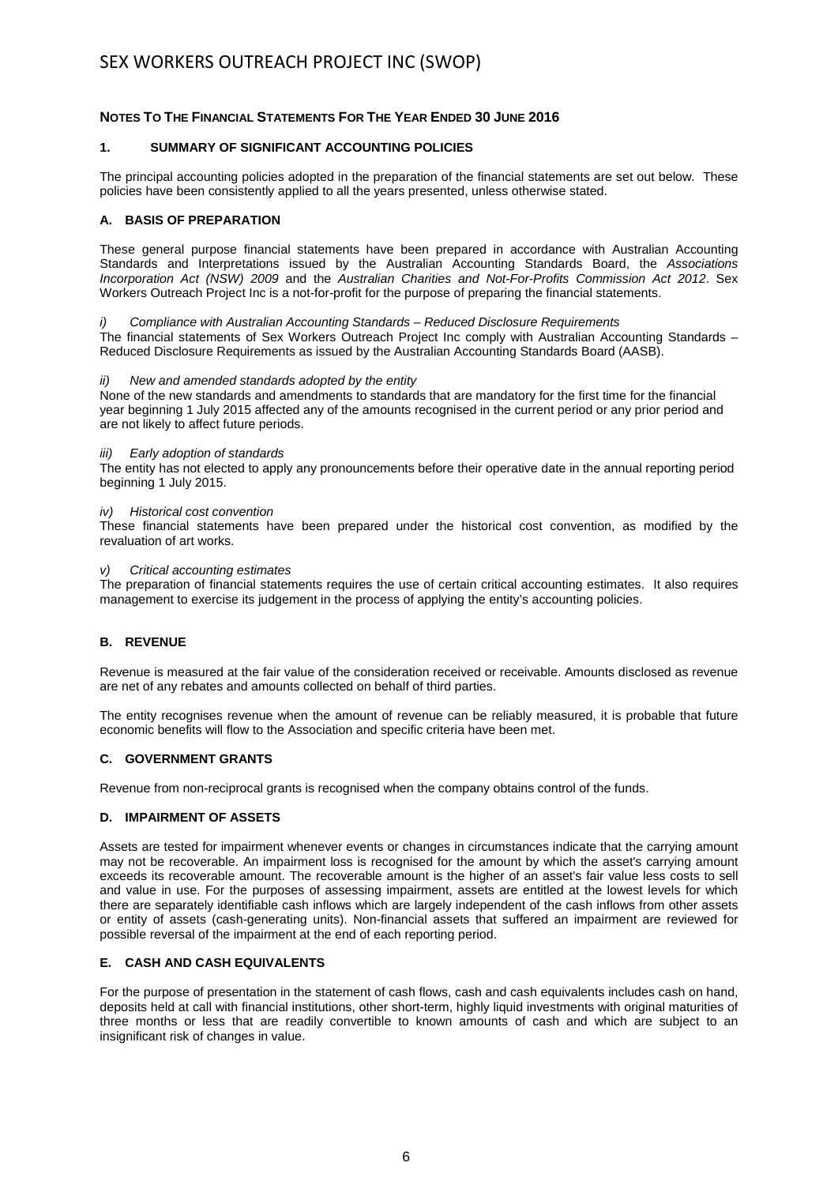# SEX WORKERS OUTREACH PROJECT INC (SWOP)

## NOTES TO THE FINANCIAL STATEMENTS FOR THE YEAR ENDED 30 JUNE 2016

### 1. SUMMARY OF SIGNIFICANT ACCOUNTING POLICIES

The principal accounting policies adopted in the preparation of the financial statements are set out below. These policies have been consistently applied to all the years presented, unless otherwise stated.

### A. BASIS OF PREPARATION

These general purpose financial statements have been prepared in accordance with Australian Accounting Standards and Interpretations issued by the Australian Accounting Standards Board, the *Associations Incorporation Act (NSW) 2009* and the *Australian Charities and Not-For-Profits Commission Act 2012*. Sex Workers Outreach Project Inc is a not-for-profit for the purpose of preparing the financial statements.

*i) Compliance with Australian Accounting Standards – Reduced Disclosure Requirements*
The financial statements of Sex Workers Outreach Project Inc comply with Australian Accounting Standards – Reduced Disclosure Requirements as issued by the Australian Accounting Standards Board (AASB).

*ii) New and amended standards adopted by the entity*
None of the new standards and amendments to standards that are mandatory for the first time for the financial year beginning 1 July 2015 affected any of the amounts recognised in the current period or any prior period and are not likely to affect future periods.

*iii) Early adoption of standards*
The entity has not elected to apply any pronouncements before their operative date in the annual reporting period beginning 1 July 2015.

*iv) Historical cost convention*
These financial statements have been prepared under the historical cost convention, as modified by the revaluation of art works.

*v) Critical accounting estimates*
The preparation of financial statements requires the use of certain critical accounting estimates. It also requires management to exercise its judgement in the process of applying the entity's accounting policies.

### B. REVENUE

Revenue is measured at the fair value of the consideration received or receivable. Amounts disclosed as revenue are net of any rebates and amounts collected on behalf of third parties.

The entity recognises revenue when the amount of revenue can be reliably measured, it is probable that future economic benefits will flow to the Association and specific criteria have been met.

### C. GOVERNMENT GRANTS

Revenue from non-reciprocal grants is recognised when the company obtains control of the funds.

### D. IMPAIRMENT OF ASSETS

Assets are tested for impairment whenever events or changes in circumstances indicate that the carrying amount may not be recoverable. An impairment loss is recognised for the amount by which the asset's carrying amount exceeds its recoverable amount. The recoverable amount is the higher of an asset's fair value less costs to sell and value in use. For the purposes of assessing impairment, assets are entitled at the lowest levels for which there are separately identifiable cash inflows which are largely independent of the cash inflows from other assets or entity of assets (cash-generating units). Non-financial assets that suffered an impairment are reviewed for possible reversal of the impairment at the end of each reporting period.

### E. CASH AND CASH EQUIVALENTS

For the purpose of presentation in the statement of cash flows, cash and cash equivalents includes cash on hand, deposits held at call with financial institutions, other short-term, highly liquid investments with original maturities of three months or less that are readily convertible to known amounts of cash and which are subject to an insignificant risk of changes in value.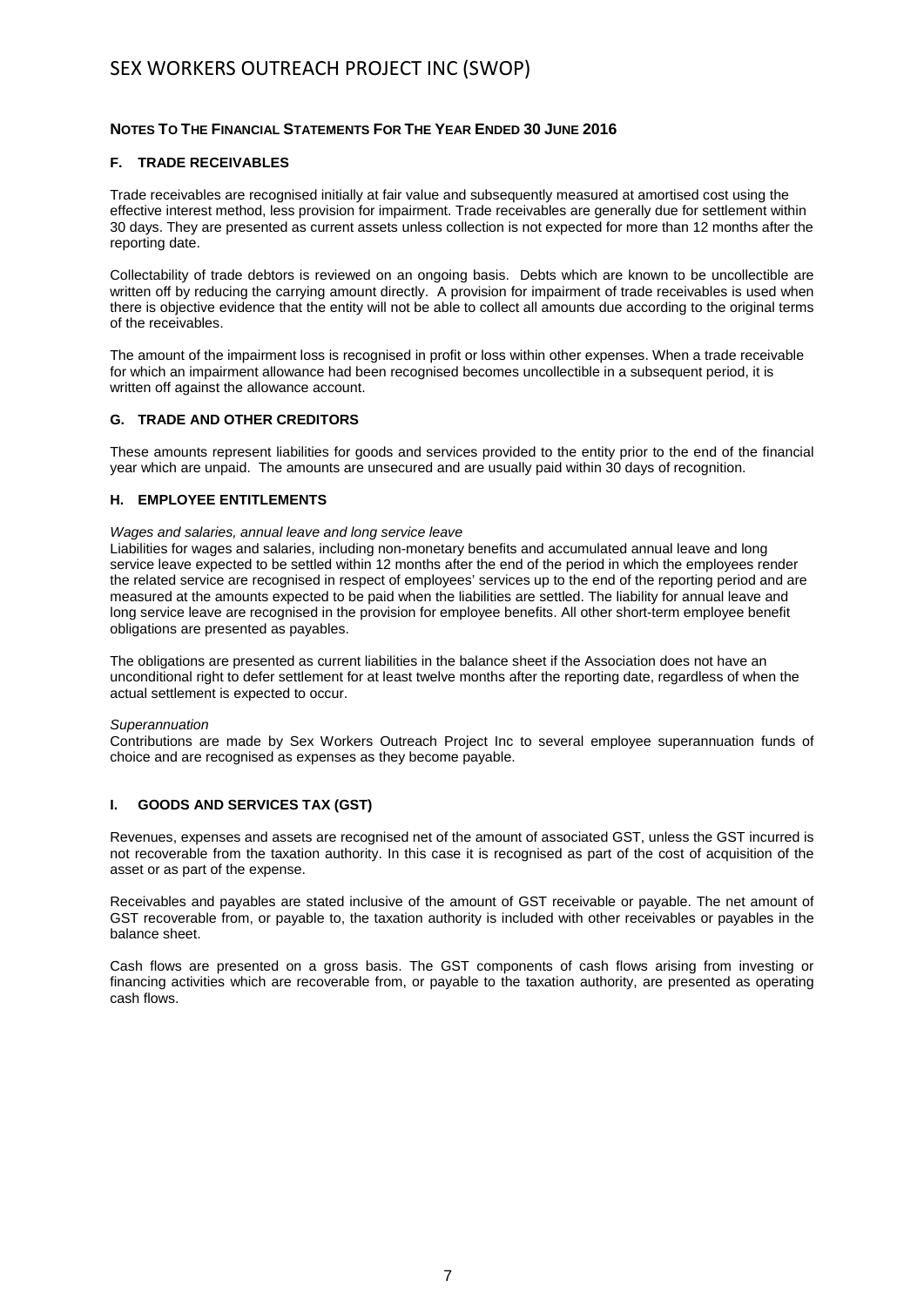**NOTES TO THE FINANCIAL STATEMENTS FOR THE YEAR ENDED 30 JUNE 2016**

### F. TRADE RECEIVABLES

Trade receivables are recognised initially at fair value and subsequently measured at amortised cost using the effective interest method, less provision for impairment. Trade receivables are generally due for settlement within 30 days. They are presented as current assets unless collection is not expected for more than 12 months after the reporting date.

Collectability of trade debtors is reviewed on an ongoing basis. Debts which are known to be uncollectible are written off by reducing the carrying amount directly. A provision for impairment of trade receivables is used when there is objective evidence that the entity will not be able to collect all amounts due according to the original terms of the receivables.

The amount of the impairment loss is recognised in profit or loss within other expenses. When a trade receivable for which an impairment allowance had been recognised becomes uncollectible in a subsequent period, it is written off against the allowance account.

### G. TRADE AND OTHER CREDITORS

These amounts represent liabilities for goods and services provided to the entity prior to the end of the financial year which are unpaid. The amounts are unsecured and are usually paid within 30 days of recognition.

### H. EMPLOYEE ENTITLEMENTS

*Wages and salaries, annual leave and long service leave*

Liabilities for wages and salaries, including non-monetary benefits and accumulated annual leave and long service leave expected to be settled within 12 months after the end of the period in which the employees render the related service are recognised in respect of employees' services up to the end of the reporting period and are measured at the amounts expected to be paid when the liabilities are settled. The liability for annual leave and long service leave are recognised in the provision for employee benefits. All other short-term employee benefit obligations are presented as payables.

The obligations are presented as current liabilities in the balance sheet if the Association does not have an unconditional right to defer settlement for at least twelve months after the reporting date, regardless of when the actual settlement is expected to occur.

*Superannuation*

Contributions are made by Sex Workers Outreach Project Inc to several employee superannuation funds of choice and are recognised as expenses as they become payable.

### I. GOODS AND SERVICES TAX (GST)

Revenues, expenses and assets are recognised net of the amount of associated GST, unless the GST incurred is not recoverable from the taxation authority. In this case it is recognised as part of the cost of acquisition of the asset or as part of the expense.

Receivables and payables are stated inclusive of the amount of GST receivable or payable. The net amount of GST recoverable from, or payable to, the taxation authority is included with other receivables or payables in the balance sheet.

Cash flows are presented on a gross basis. The GST components of cash flows arising from investing or financing activities which are recoverable from, or payable to the taxation authority, are presented as operating cash flows.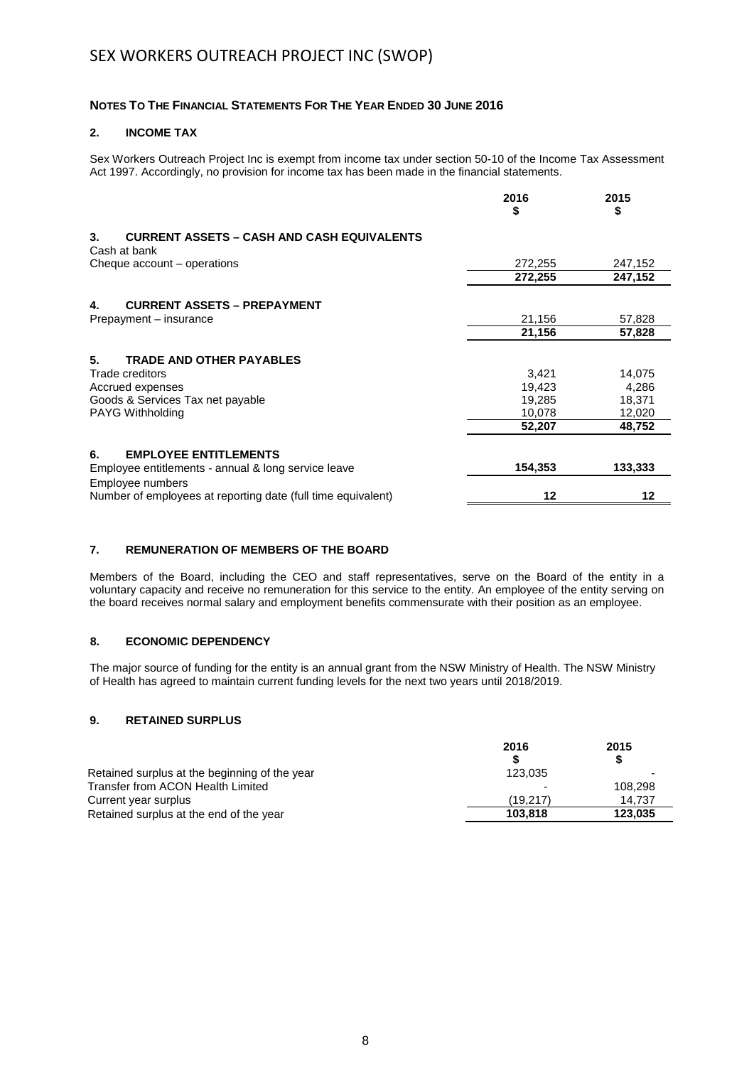# SEX WORKERS OUTREACH PROJECT INC (SWOP)

**NOTES TO THE FINANCIAL STATEMENTS FOR THE YEAR ENDED 30 JUNE 2016**

## 2. INCOME TAX

Sex Workers Outreach Project Inc is exempt from income tax under section 50-10 of the Income Tax Assessment Act 1997. Accordingly, no provision for income tax has been made in the financial statements.

| | 2016 $ | 2015 $ |
|---|---|---|
| **3. CURRENT ASSETS – CASH AND CASH EQUIVALENTS** | | |
| Cash at bank | | |
| Cheque account – operations | 272,255 | 247,152 |
| | **272,255** | **247,152** |
| **4. CURRENT ASSETS – PREPAYMENT** | | |
| Prepayment – insurance | 21,156 | 57,828 |
| | **21,156** | **57,828** |
| **5. TRADE AND OTHER PAYABLES** | | |
| Trade creditors | 3,421 | 14,075 |
| Accrued expenses | 19,423 | 4,286 |
| Goods & Services Tax net payable | 19,285 | 18,371 |
| PAYG Withholding | 10,078 | 12,020 |
| | **52,207** | **48,752** |
| **6. EMPLOYEE ENTITLEMENTS** | | |
| Employee entitlements - annual & long service leave | **154,353** | **133,333** |
| Employee numbers | | |
| Number of employees at reporting date (full time equivalent) | **12** | **12** |

## 7. REMUNERATION OF MEMBERS OF THE BOARD

Members of the Board, including the CEO and staff representatives, serve on the Board of the entity in a voluntary capacity and receive no remuneration for this service to the entity. An employee of the entity serving on the board receives normal salary and employment benefits commensurate with their position as an employee.

## 8. ECONOMIC DEPENDENCY

The major source of funding for the entity is an annual grant from the NSW Ministry of Health. The NSW Ministry of Health has agreed to maintain current funding levels for the next two years until 2018/2019.

## 9. RETAINED SURPLUS

| | 2016 $ | 2015 $ |
|---|---|---|
| Retained surplus at the beginning of the year | 123,035 | - |
| Transfer from ACON Health Limited | - | 108,298 |
| Current year surplus | (19,217) | 14,737 |
| Retained surplus at the end of the year | **103,818** | **123,035** |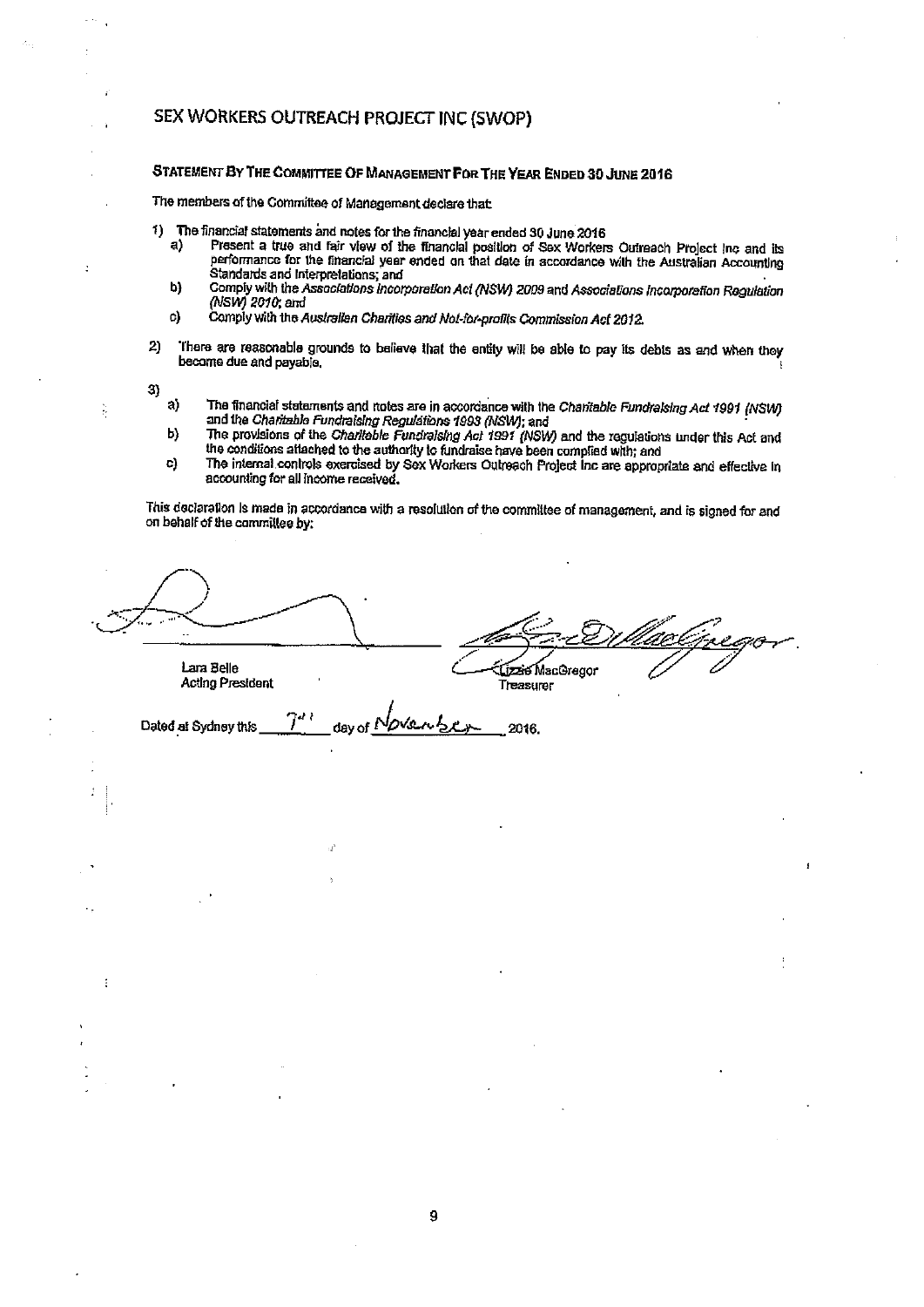# SEX WORKERS OUTREACH PROJECT INC (SWOP)

## STATEMENT BY THE COMMITTEE OF MANAGEMENT FOR THE YEAR ENDED 30 JUNE 2016

The members of the Committee of Management declare that:

1) The financial statements and notes for the financial year ended 30 June 2016
   a) Present a true and fair view of the financial position of Sex Workers Outreach Project Inc and its performance for the financial year ended on that date in accordance with the Australian Accounting Standards and Interpretations; and
   b) Comply with the *Associations Incorporation Act (NSW) 2009* and *Associations Incorporation Regulation (NSW) 2010*; and
   c) Comply with the *Australian Charities and Not-for-profits Commission Act 2012*.

2) There are reasonable grounds to believe that the entity will be able to pay its debts as and when they become due and payable.

3)
   a) The financial statements and notes are in accordance with the *Charitable Fundraising Act 1991 (NSW)* and the *Charitable Fundraising Regulations 1993 (NSW)*; and
   b) The provisions of the *Charitable Fundraising Act 1991 (NSW)* and the regulations under this Act and the conditions attached to the authority to fundraise have been complied with; and
   c) The internal controls exercised by Sex Workers Outreach Project Inc are appropriate and effective in accounting for all income received.

This declaration is made in accordance with a resolution of the committee of management, and is signed for and on behalf of the committee by:

| | |
|---|---|
| Lara Belle | Lizzie MacGregor |
| Acting President | Treasurer |

Dated at Sydney this 7th day of November 2016.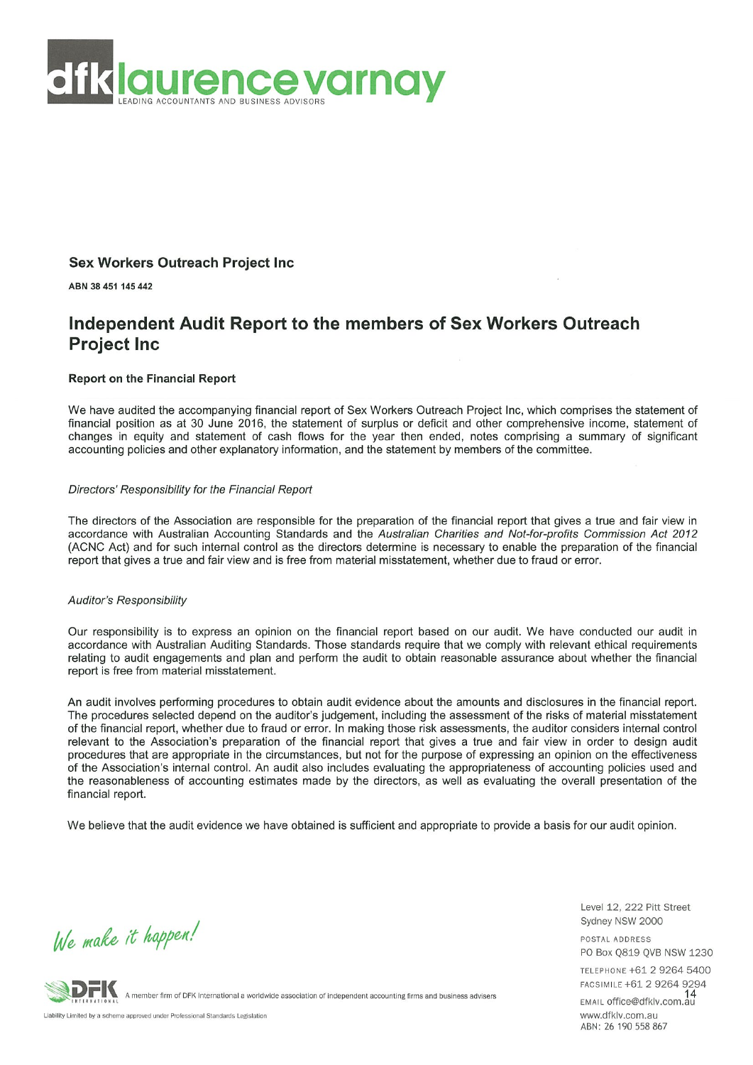# dfk laurence varnay

LEADING ACCOUNTANTS AND BUSINESS ADVISORS

**Sex Workers Outreach Project Inc**

**ABN 38 451 145 442**

## Independent Audit Report to the members of Sex Workers Outreach Project Inc

**Report on the Financial Report**

We have audited the accompanying financial report of Sex Workers Outreach Project Inc, which comprises the statement of financial position as at 30 June 2016, the statement of surplus or deficit and other comprehensive income, statement of changes in equity and statement of cash flows for the year then ended, notes comprising a summary of significant accounting policies and other explanatory information, and the statement by members of the committee.

*Directors' Responsibility for the Financial Report*

The directors of the Association are responsible for the preparation of the financial report that gives a true and fair view in accordance with Australian Accounting Standards and the *Australian Charities and Not-for-profits Commission Act 2012* (ACNC Act) and for such internal control as the directors determine is necessary to enable the preparation of the financial report that gives a true and fair view and is free from material misstatement, whether due to fraud or error.

*Auditor's Responsibility*

Our responsibility is to express an opinion on the financial report based on our audit. We have conducted our audit in accordance with Australian Auditing Standards. Those standards require that we comply with relevant ethical requirements relating to audit engagements and plan and perform the audit to obtain reasonable assurance about whether the financial report is free from material misstatement.

An audit involves performing procedures to obtain audit evidence about the amounts and disclosures in the financial report. The procedures selected depend on the auditor's judgement, including the assessment of the risks of material misstatement of the financial report, whether due to fraud or error. In making those risk assessments, the auditor considers internal control relevant to the Association's preparation of the financial report that gives a true and fair view in order to design audit procedures that are appropriate in the circumstances, but not for the purpose of expressing an opinion on the effectiveness of the Association's internal control. An audit also includes evaluating the appropriateness of accounting policies used and the reasonableness of accounting estimates made by the directors, as well as evaluating the overall presentation of the financial report.

We believe that the audit evidence we have obtained is sufficient and appropriate to provide a basis for our audit opinion.

*We make it happen!*

DFK International — A member firm of DFK International a worldwide association of independent accounting firms and business advisers

Liability Limited by a scheme approved under Professional Standards Legislation

Level 12, 222 Pitt Street
Sydney NSW 2000

POSTAL ADDRESS
PO Box Q819 QVB NSW 1230

TELEPHONE +61 2 9264 5400
FACSIMILE +61 2 9264 9294
EMAIL office@dfklv.com.au
www.dfklv.com.au
ABN: 26 190 558 867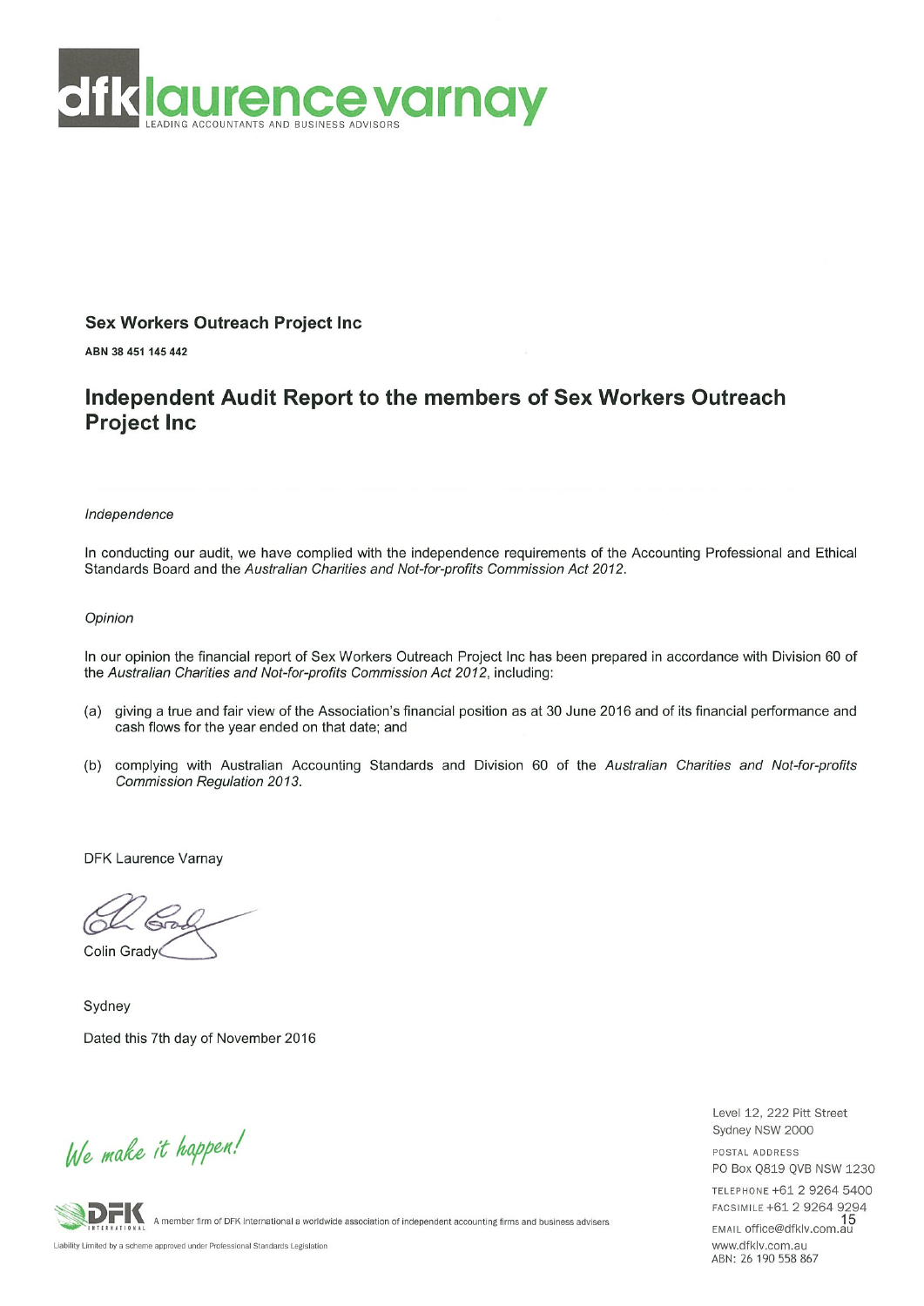dfk laurence varnay

LEADING ACCOUNTANTS AND BUSINESS ADVISORS

**Sex Workers Outreach Project Inc**

**ABN 38 451 145 442**

## Independent Audit Report to the members of Sex Workers Outreach Project Inc

*Independence*

In conducting our audit, we have complied with the independence requirements of the Accounting Professional and Ethical Standards Board and the *Australian Charities and Not-for-profits Commission Act 2012*.

*Opinion*

In our opinion the financial report of Sex Workers Outreach Project Inc has been prepared in accordance with Division 60 of the *Australian Charities and Not-for-profits Commission Act 2012*, including:

(a) giving a true and fair view of the Association's financial position as at 30 June 2016 and of its financial performance and cash flows for the year ended on that date; and

(b) complying with Australian Accounting Standards and Division 60 of the *Australian Charities and Not-for-profits Commission Regulation 2013*.

DFK Laurence Varnay

Colin Grady

Sydney

Dated this 7th day of November 2016

We make it happen!

DFK INTERNATIONAL A member firm of DFK International a worldwide association of independent accounting firms and business advisers

Liability Limited by a scheme approved under Professional Standards Legislation

Level 12, 222 Pitt Street
Sydney NSW 2000

POSTAL ADDRESS
PO Box Q819 QVB NSW 1230

TELEPHONE +61 2 9264 5400
FACSIMILE +61 2 9264 9294
EMAIL office@dfklv.com.au
www.dfklv.com.au
ABN: 26 190 558 867